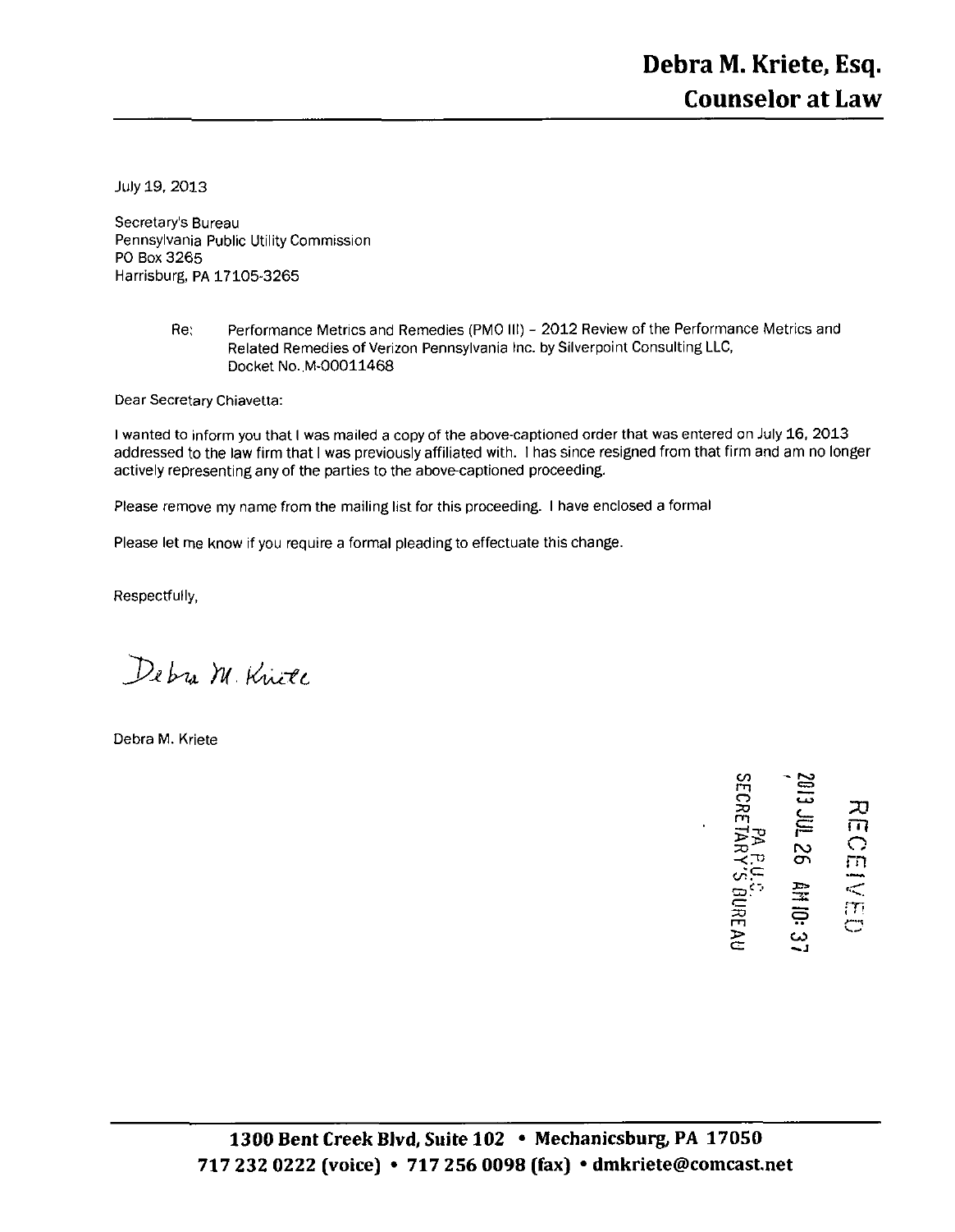# Debra M. Kriete, Esq.
## Counselor at Law

July 19, 2013

Secretary's Bureau
Pennsylvania Public Utility Commission
PO Box 3265
Harrisburg, PA 17105-3265

Re: Performance Metrics and Remedies (PMO III) – 2012 Review of the Performance Metrics and Related Remedies of Verizon Pennsylvania Inc. by Silverpoint Consulting LLC, Docket No. M-00011468

Dear Secretary Chiavetta:

I wanted to inform you that I was mailed a copy of the above-captioned order that was entered on July 16, 2013 addressed to the law firm that I was previously affiliated with. I has since resigned from that firm and am no longer actively representing any of the parties to the above-captioned proceeding.

Please remove my name from the mailing list for this proceeding. I have enclosed a formal

Please let me know if you require a formal pleading to effectuate this change.

Respectfully,

Debra M. Kriete

Debra M. Kriete

RECEIVED
2013 JUL 26 AM 10: 37
PA P.U.C.
SECRETARY'S BUREAU

**1300 Bent Creek Blvd, Suite 102 • Mechanicsburg, PA 17050**
**717 232 0222 (voice) • 717 256 0098 (fax) • dmkriete@comcast.net**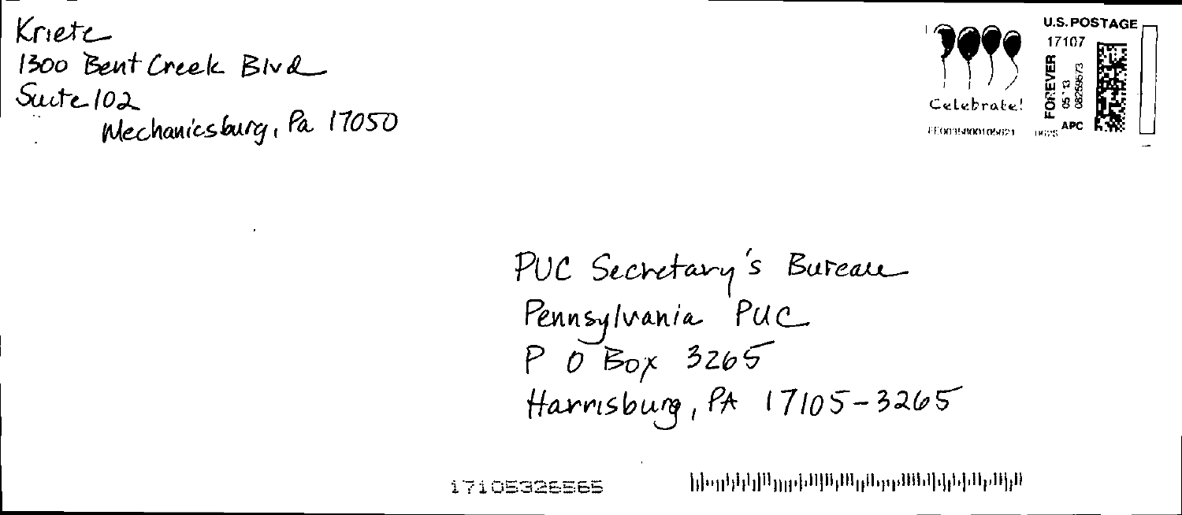Kriete
1300 Bent Creek Blvd
Suite 102
Mechanicsburg, Pa 17050

U.S. POSTAGE
17107
FOREVER
05 13
08259573
Celebrate!
APC

PUC Secretary's Bureau
Pennsylvania PUC
P O Box 3265
Harrisburg, PA 17105-3265

17105326565